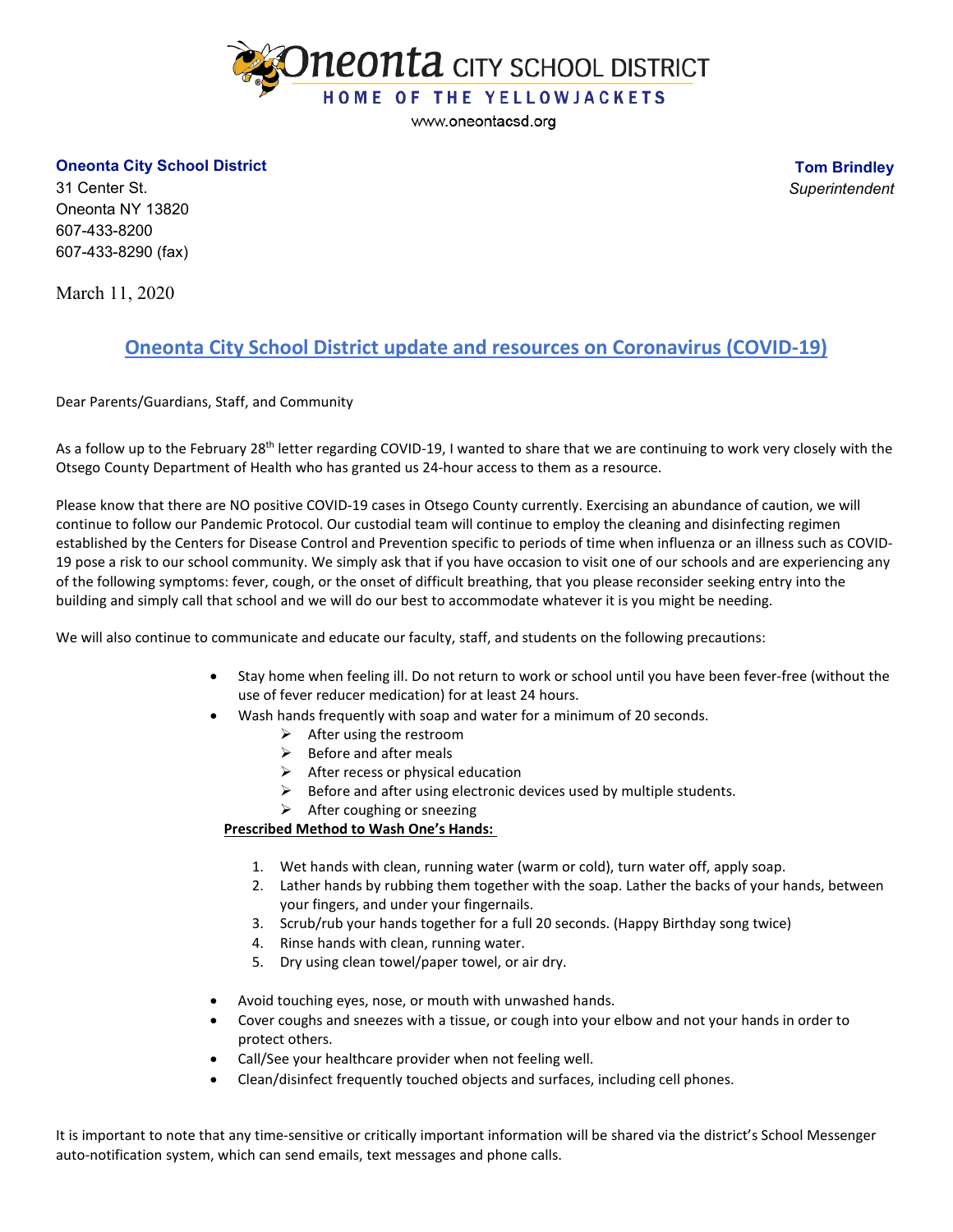# Oneonta CITY SCHOOL DISTRICT

HOME OF THE YELLOWJACKETS

www.oneontacsd.org

**Oneonta City School District**
31 Center St.
Oneonta NY 13820
607-433-8200
607-433-8290 (fax)

**Tom Brindley**
*Superintendent*

March 11, 2020

## Oneonta City School District update and resources on Coronavirus (COVID-19)

Dear Parents/Guardians, Staff, and Community

As a follow up to the February 28th letter regarding COVID-19, I wanted to share that we are continuing to work very closely with the Otsego County Department of Health who has granted us 24-hour access to them as a resource.

Please know that there are NO positive COVID-19 cases in Otsego County currently. Exercising an abundance of caution, we will continue to follow our Pandemic Protocol. Our custodial team will continue to employ the cleaning and disinfecting regimen established by the Centers for Disease Control and Prevention specific to periods of time when influenza or an illness such as COVID-19 pose a risk to our school community. We simply ask that if you have occasion to visit one of our schools and are experiencing any of the following symptoms: fever, cough, or the onset of difficult breathing, that you please reconsider seeking entry into the building and simply call that school and we will do our best to accommodate whatever it is you might be needing.

We will also continue to communicate and educate our faculty, staff, and students on the following precautions:

- Stay home when feeling ill. Do not return to work or school until you have been fever-free (without the use of fever reducer medication) for at least 24 hours.
- Wash hands frequently with soap and water for a minimum of 20 seconds.
  - After using the restroom
  - Before and after meals
  - After recess or physical education
  - Before and after using electronic devices used by multiple students.
  - After coughing or sneezing

**Prescribed Method to Wash One's Hands:**

1. Wet hands with clean, running water (warm or cold), turn water off, apply soap.
2. Lather hands by rubbing them together with the soap. Lather the backs of your hands, between your fingers, and under your fingernails.
3. Scrub/rub your hands together for a full 20 seconds. (Happy Birthday song twice)
4. Rinse hands with clean, running water.
5. Dry using clean towel/paper towel, or air dry.

- Avoid touching eyes, nose, or mouth with unwashed hands.
- Cover coughs and sneezes with a tissue, or cough into your elbow and not your hands in order to protect others.
- Call/See your healthcare provider when not feeling well.
- Clean/disinfect frequently touched objects and surfaces, including cell phones.

It is important to note that any time-sensitive or critically important information will be shared via the district's School Messenger auto-notification system, which can send emails, text messages and phone calls.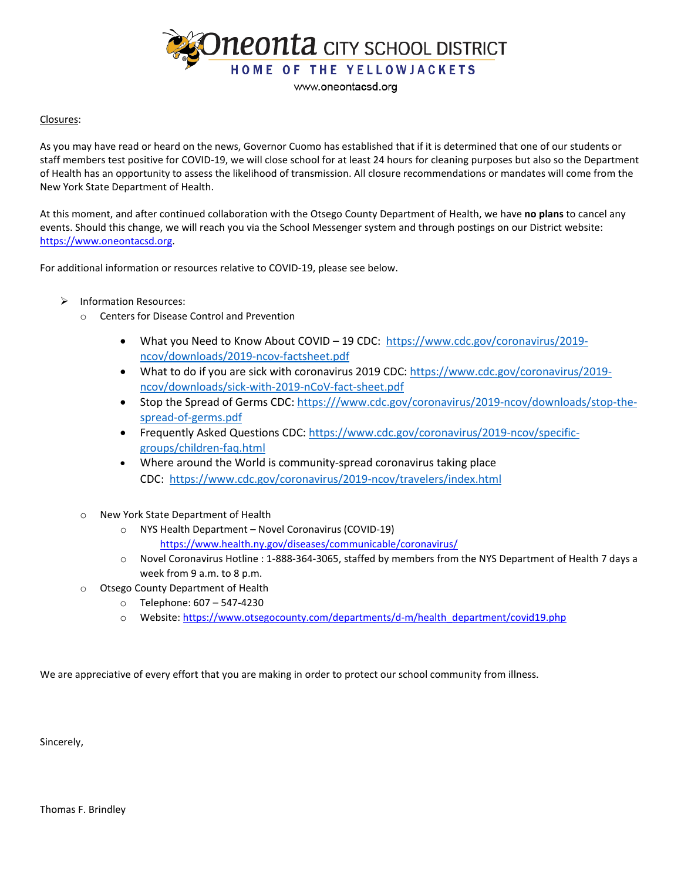# Oneonta CITY SCHOOL DISTRICT

HOME OF THE YELLOWJACKETS

www.oneontacsd.org

Closures:

As you may have read or heard on the news, Governor Cuomo has established that if it is determined that one of our students or staff members test positive for COVID-19, we will close school for at least 24 hours for cleaning purposes but also so the Department of Health has an opportunity to assess the likelihood of transmission. All closure recommendations or mandates will come from the New York State Department of Health.

At this moment, and after continued collaboration with the Otsego County Department of Health, we have **no plans** to cancel any events. Should this change, we will reach you via the School Messenger system and through postings on our District website: https://www.oneontacsd.org.

For additional information or resources relative to COVID-19, please see below.

- Information Resources:
  - Centers for Disease Control and Prevention
    - What you Need to Know About COVID – 19 CDC: https://www.cdc.gov/coronavirus/2019-ncov/downloads/2019-ncov-factsheet.pdf
    - What to do if you are sick with coronavirus 2019 CDC: https://www.cdc.gov/coronavirus/2019-ncov/downloads/sick-with-2019-nCoV-fact-sheet.pdf
    - Stop the Spread of Germs CDC: https:///www.cdc.gov/coronavirus/2019-ncov/downloads/stop-the-spread-of-germs.pdf
    - Frequently Asked Questions CDC: https://www.cdc.gov/coronavirus/2019-ncov/specific-groups/children-faq.html
    - Where around the World is community-spread coronavirus taking place CDC: https://www.cdc.gov/coronavirus/2019-ncov/travelers/index.html
  - New York State Department of Health
    - NYS Health Department – Novel Coronavirus (COVID-19) https://www.health.ny.gov/diseases/communicable/coronavirus/
    - Novel Coronavirus Hotline : 1-888-364-3065, staffed by members from the NYS Department of Health 7 days a week from 9 a.m. to 8 p.m.
  - Otsego County Department of Health
    - Telephone: 607 – 547-4230
    - Website: https://www.otsegocounty.com/departments/d-m/health_department/covid19.php

We are appreciative of every effort that you are making in order to protect our school community from illness.

Sincerely,

Thomas F. Brindley